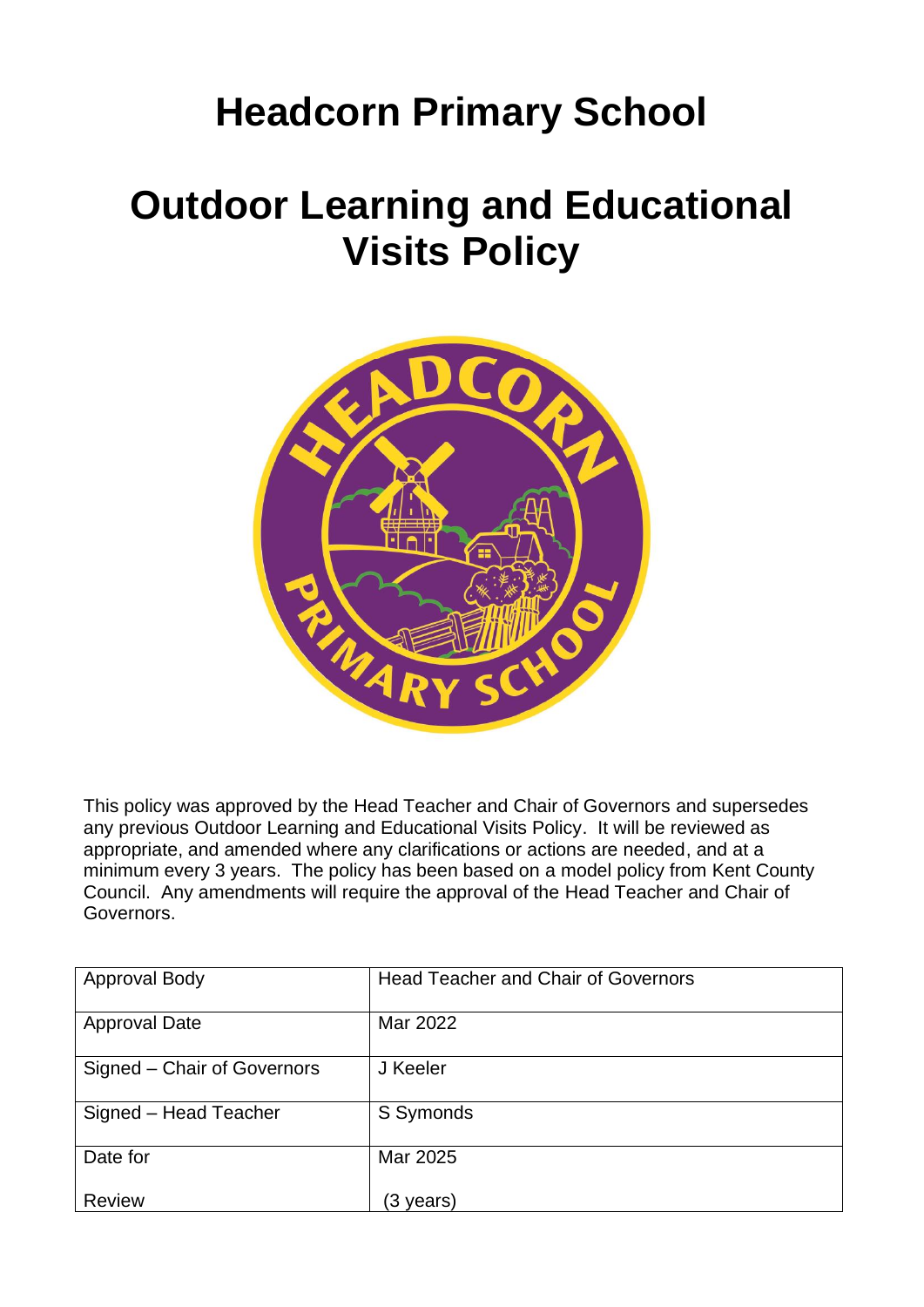# Headcorn Primary School

# Outdoor Learning and Educational Visits Policy

This policy was approved by the Head Teacher and Chair of Governors and supersedes any previous Outdoor Learning and Educational Visits Policy. It will be reviewed as appropriate, and amended where any clarifications or actions are needed, and at a minimum every 3 years. The policy has been based on a model policy from Kent County Council. Any amendments will require the approval of the Head Teacher and Chair of Governors.

| Approval Body | Head Teacher and Chair of Governors |
|---|---|
| Approval Date | Mar 2022 |
| Signed – Chair of Governors | J Keeler |
| Signed – Head Teacher | S Symonds |
| Date for Review | Mar 2025 (3 years) |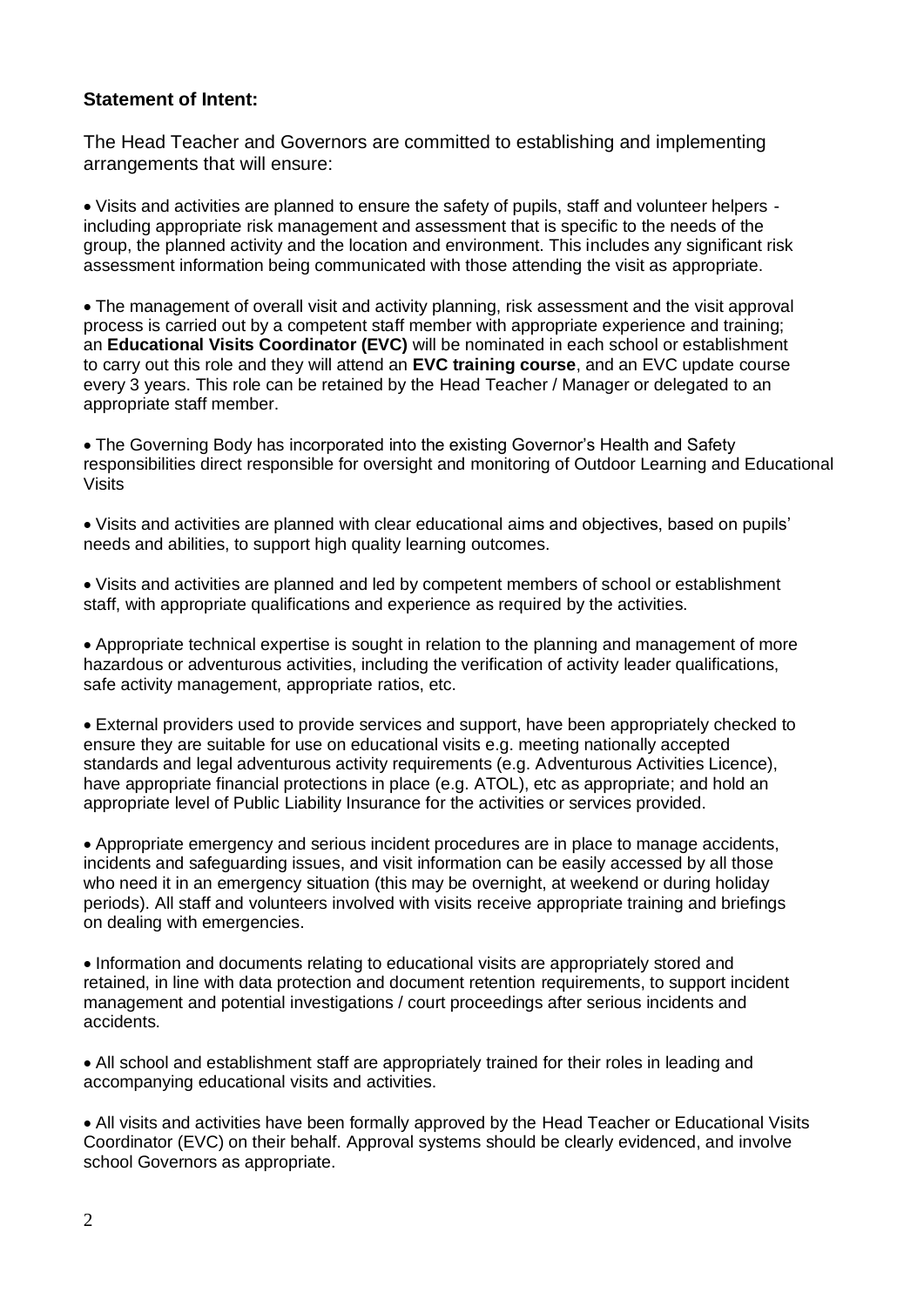**Statement of Intent:**

The Head Teacher and Governors are committed to establishing and implementing arrangements that will ensure:

- Visits and activities are planned to ensure the safety of pupils, staff and volunteer helpers - including appropriate risk management and assessment that is specific to the needs of the group, the planned activity and the location and environment. This includes any significant risk assessment information being communicated with those attending the visit as appropriate.

- The management of overall visit and activity planning, risk assessment and the visit approval process is carried out by a competent staff member with appropriate experience and training; an **Educational Visits Coordinator (EVC)** will be nominated in each school or establishment to carry out this role and they will attend an **EVC training course**, and an EVC update course every 3 years. This role can be retained by the Head Teacher / Manager or delegated to an appropriate staff member.

- The Governing Body has incorporated into the existing Governor's Health and Safety responsibilities direct responsible for oversight and monitoring of Outdoor Learning and Educational Visits

- Visits and activities are planned with clear educational aims and objectives, based on pupils' needs and abilities, to support high quality learning outcomes.

- Visits and activities are planned and led by competent members of school or establishment staff, with appropriate qualifications and experience as required by the activities.

- Appropriate technical expertise is sought in relation to the planning and management of more hazardous or adventurous activities, including the verification of activity leader qualifications, safe activity management, appropriate ratios, etc.

- External providers used to provide services and support, have been appropriately checked to ensure they are suitable for use on educational visits e.g. meeting nationally accepted standards and legal adventurous activity requirements (e.g. Adventurous Activities Licence), have appropriate financial protections in place (e.g. ATOL), etc as appropriate; and hold an appropriate level of Public Liability Insurance for the activities or services provided.

- Appropriate emergency and serious incident procedures are in place to manage accidents, incidents and safeguarding issues, and visit information can be easily accessed by all those who need it in an emergency situation (this may be overnight, at weekend or during holiday periods). All staff and volunteers involved with visits receive appropriate training and briefings on dealing with emergencies.

- Information and documents relating to educational visits are appropriately stored and retained, in line with data protection and document retention requirements, to support incident management and potential investigations / court proceedings after serious incidents and accidents.

- All school and establishment staff are appropriately trained for their roles in leading and accompanying educational visits and activities.

- All visits and activities have been formally approved by the Head Teacher or Educational Visits Coordinator (EVC) on their behalf. Approval systems should be clearly evidenced, and involve school Governors as appropriate.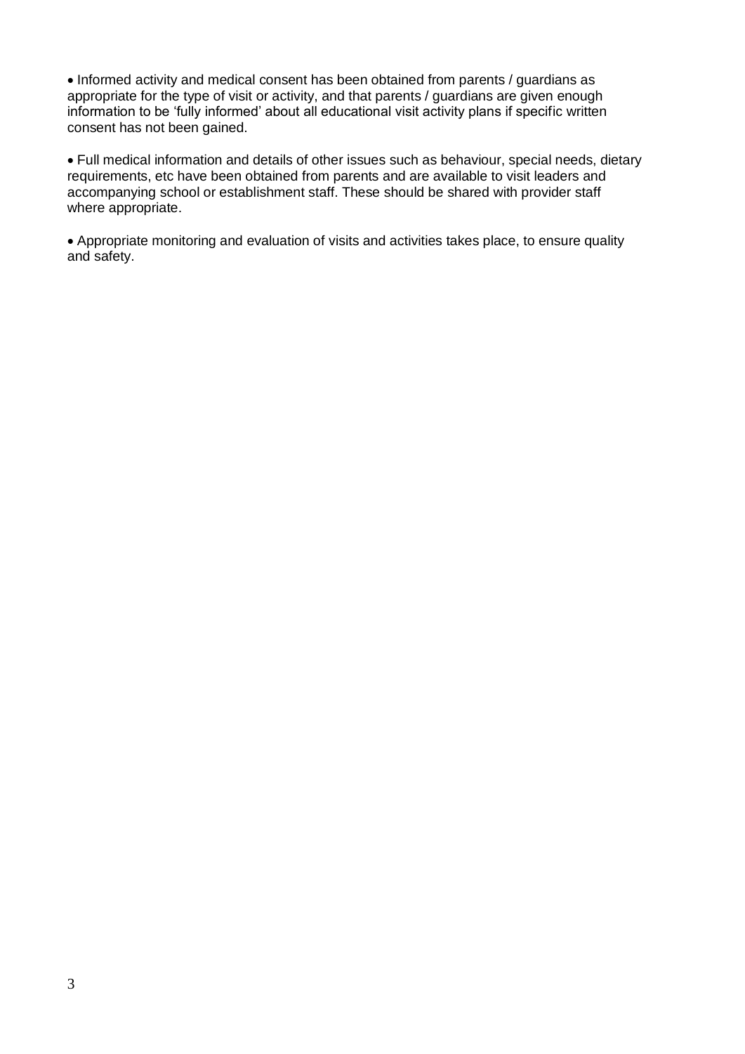- Informed activity and medical consent has been obtained from parents / guardians as appropriate for the type of visit or activity, and that parents / guardians are given enough information to be 'fully informed' about all educational visit activity plans if specific written consent has not been gained.

- Full medical information and details of other issues such as behaviour, special needs, dietary requirements, etc have been obtained from parents and are available to visit leaders and accompanying school or establishment staff. These should be shared with provider staff where appropriate.

- Appropriate monitoring and evaluation of visits and activities takes place, to ensure quality and safety.